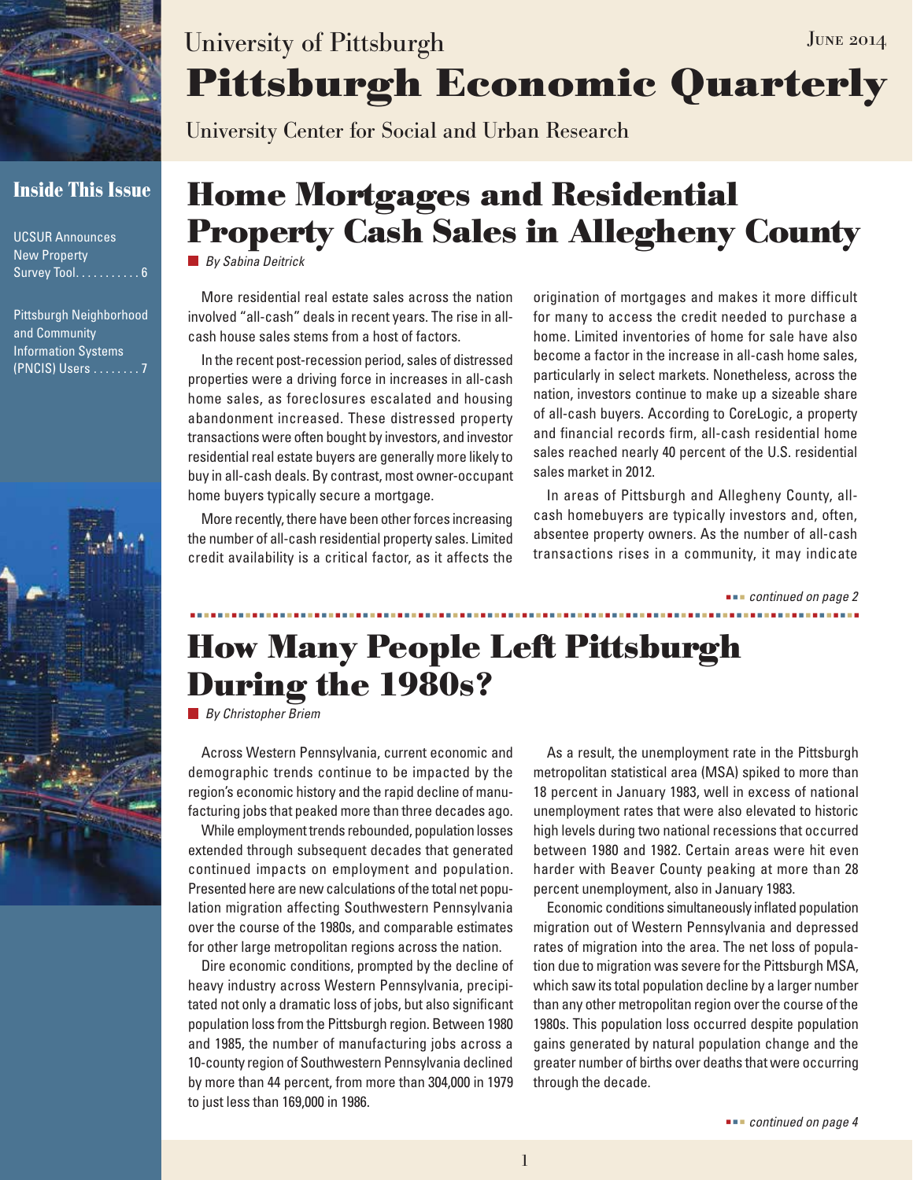University of Pittsburgh

June 2014

# Pittsburgh Economic Quarterly

University Center for Social and Urban Research

## Inside This Issue

UCSUR Announces New Property Survey Tool. . . . . . . . . . . 6

Pittsburgh Neighborhood and Community Information Systems (PNCIS) Users . . . . . . . . 7

## Home Mortgages and Residential Property Cash Sales in Allegheny County

*By Sabina Deitrick*

More residential real estate sales across the nation involved "all-cash" deals in recent years. The rise in all-cash house sales stems from a host of factors.

In the recent post-recession period, sales of distressed properties were a driving force in increases in all-cash home sales, as foreclosures escalated and housing abandonment increased. These distressed property transactions were often bought by investors, and investor residential real estate buyers are generally more likely to buy in all-cash deals. By contrast, most owner-occupant home buyers typically secure a mortgage.

More recently, there have been other forces increasing the number of all-cash residential property sales. Limited credit availability is a critical factor, as it affects the origination of mortgages and makes it more difficult for many to access the credit needed to purchase a home. Limited inventories of home for sale have also become a factor in the increase in all-cash home sales, particularly in select markets. Nonetheless, across the nation, investors continue to make up a sizeable share of all-cash buyers. According to CoreLogic, a property and financial records firm, all-cash residential home sales reached nearly 40 percent of the U.S. residential sales market in 2012.

In areas of Pittsburgh and Allegheny County, all-cash homebuyers are typically investors and, often, absentee property owners. As the number of all-cash transactions rises in a community, it may indicate

*continued on page 2*

## How Many People Left Pittsburgh During the 1980s?

*By Christopher Briem*

Across Western Pennsylvania, current economic and demographic trends continue to be impacted by the region's economic history and the rapid decline of manufacturing jobs that peaked more than three decades ago.

While employment trends rebounded, population losses extended through subsequent decades that generated continued impacts on employment and population. Presented here are new calculations of the total net population migration affecting Southwestern Pennsylvania over the course of the 1980s, and comparable estimates for other large metropolitan regions across the nation.

Dire economic conditions, prompted by the decline of heavy industry across Western Pennsylvania, precipitated not only a dramatic loss of jobs, but also significant population loss from the Pittsburgh region. Between 1980 and 1985, the number of manufacturing jobs across a 10-county region of Southwestern Pennsylvania declined by more than 44 percent, from more than 304,000 in 1979 to just less than 169,000 in 1986.

As a result, the unemployment rate in the Pittsburgh metropolitan statistical area (MSA) spiked to more than 18 percent in January 1983, well in excess of national unemployment rates that were also elevated to historic high levels during two national recessions that occurred between 1980 and 1982. Certain areas were hit even harder with Beaver County peaking at more than 28 percent unemployment, also in January 1983.

Economic conditions simultaneously inflated population migration out of Western Pennsylvania and depressed rates of migration into the area. The net loss of population due to migration was severe for the Pittsburgh MSA, which saw its total population decline by a larger number than any other metropolitan region over the course of the 1980s. This population loss occurred despite population gains generated by natural population change and the greater number of births over deaths that were occurring through the decade.

*continued on page 4*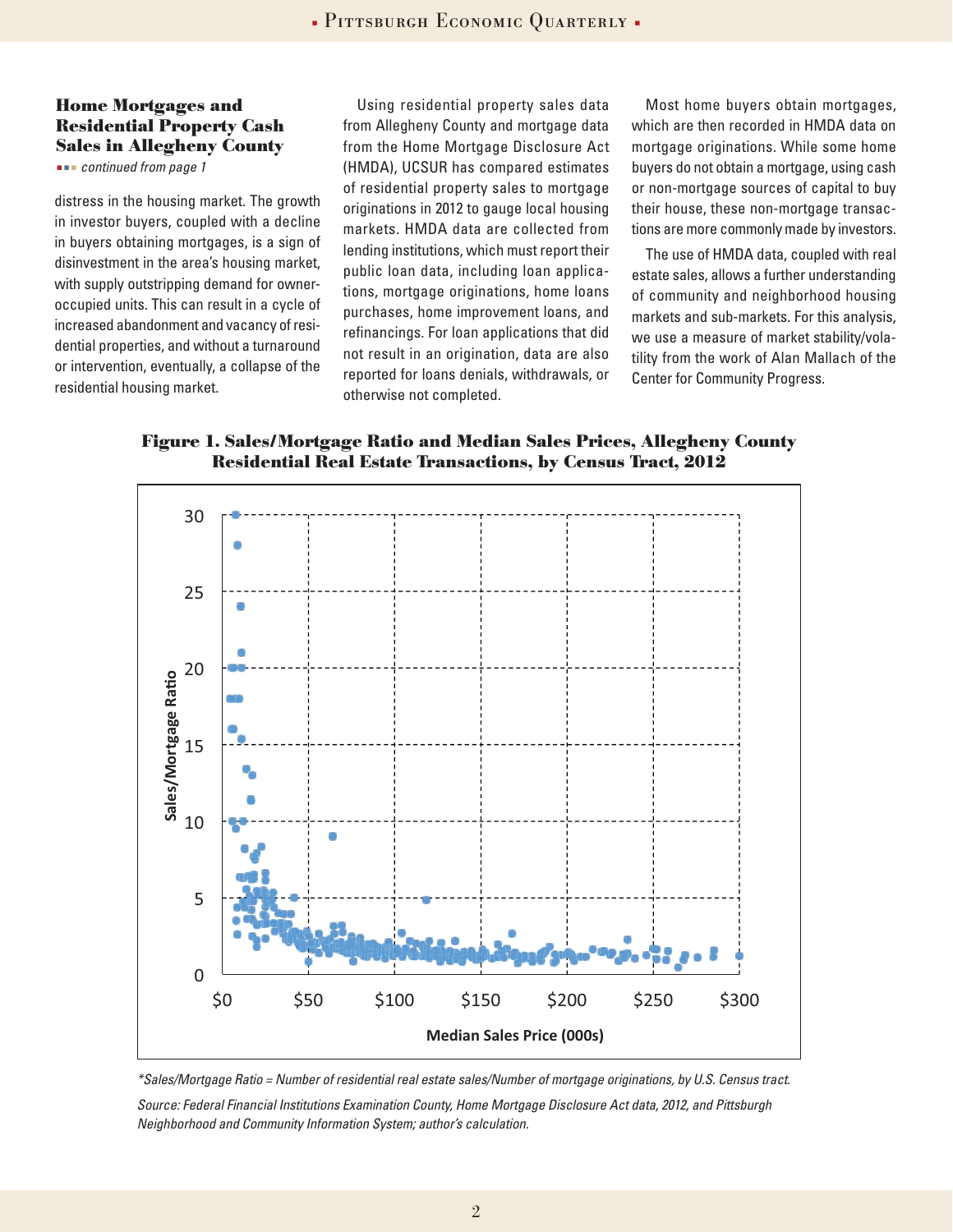## Home Mortgages and Residential Property Cash Sales in Allegheny County

*continued from page 1*

distress in the housing market. The growth in investor buyers, coupled with a decline in buyers obtaining mortgages, is a sign of disinvestment in the area's housing market, with supply outstripping demand for owner-occupied units. This can result in a cycle of increased abandonment and vacancy of residential properties, and without a turnaround or intervention, eventually, a collapse of the residential housing market.

Using residential property sales data from Allegheny County and mortgage data from the Home Mortgage Disclosure Act (HMDA), UCSUR has compared estimates of residential property sales to mortgage originations in 2012 to gauge local housing markets. HMDA data are collected from lending institutions, which must report their public loan data, including loan applications, mortgage originations, home loans purchases, home improvement loans, and refinancings. For loan applications that did not result in an origination, data are also reported for loans denials, withdrawals, or otherwise not completed.

Most home buyers obtain mortgages, which are then recorded in HMDA data on mortgage originations. While some home buyers do not obtain a mortgage, using cash or non-mortgage sources of capital to buy their house, these non-mortgage transactions are more commonly made by investors.

The use of HMDA data, coupled with real estate sales, allows a further understanding of community and neighborhood housing markets and sub-markets. For this analysis, we use a measure of market stability/volatility from the work of Alan Mallach of the Center for Community Progress.

**Figure 1. Sales/Mortgage Ratio and Median Sales Prices, Allegheny County Residential Real Estate Transactions, by Census Tract, 2012**

*\*Sales/Mortgage Ratio = Number of residential real estate sales/Number of mortgage originations, by U.S. Census tract.*

*Source: Federal Financial Institutions Examination County, Home Mortgage Disclosure Act data, 2012, and Pittsburgh Neighborhood and Community Information System; author's calculation.*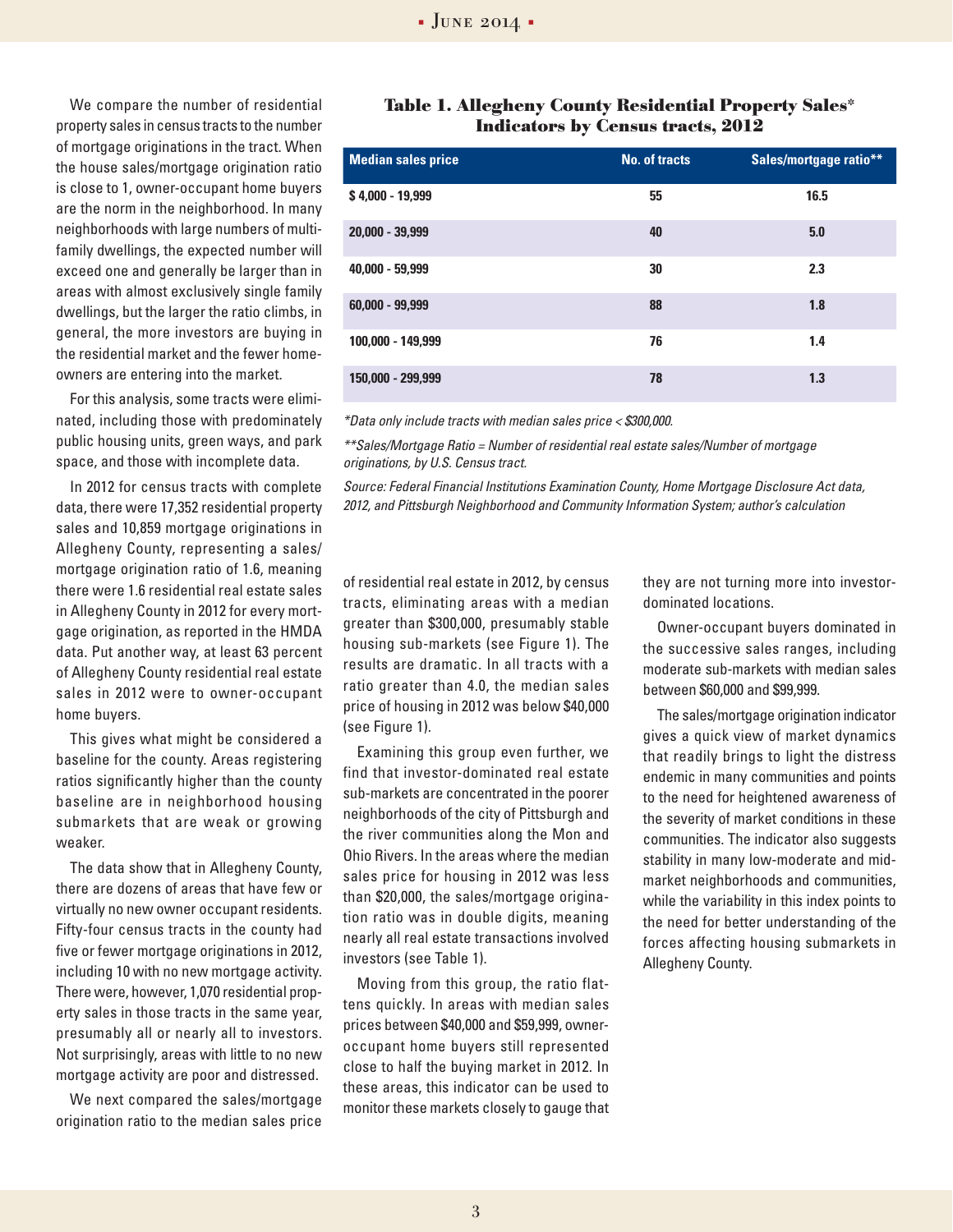We compare the number of residential property sales in census tracts to the number of mortgage originations in the tract. When the house sales/mortgage origination ratio is close to 1, owner-occupant home buyers are the norm in the neighborhood. In many neighborhoods with large numbers of multi-family dwellings, the expected number will exceed one and generally be larger than in areas with almost exclusively single family dwellings, but the larger the ratio climbs, in general, the more investors are buying in the residential market and the fewer home-owners are entering into the market.

For this analysis, some tracts were eliminated, including those with predominately public housing units, green ways, and park space, and those with incomplete data.

In 2012 for census tracts with complete data, there were 17,352 residential property sales and 10,859 mortgage originations in Allegheny County, representing a sales/mortgage origination ratio of 1.6, meaning there were 1.6 residential real estate sales in Allegheny County in 2012 for every mortgage origination, as reported in the HMDA data. Put another way, at least 63 percent of Allegheny County residential real estate sales in 2012 were to owner-occupant home buyers.

This gives what might be considered a baseline for the county. Areas registering ratios significantly higher than the county baseline are in neighborhood housing submarkets that are weak or growing weaker.

The data show that in Allegheny County, there are dozens of areas that have few or virtually no new owner occupant residents. Fifty-four census tracts in the county had five or fewer mortgage originations in 2012, including 10 with no new mortgage activity. There were, however, 1,070 residential property sales in those tracts in the same year, presumably all or nearly all to investors. Not surprisingly, areas with little to no new mortgage activity are poor and distressed.

We next compared the sales/mortgage origination ratio to the median sales price of residential real estate in 2012, by census tracts, eliminating areas with a median greater than $300,000, presumably stable housing sub-markets (see Figure 1). The results are dramatic. In all tracts with a ratio greater than 4.0, the median sales price of housing in 2012 was below $40,000 (see Figure 1).

Examining this group even further, we find that investor-dominated real estate sub-markets are concentrated in the poorer neighborhoods of the city of Pittsburgh and the river communities along the Mon and Ohio Rivers. In the areas where the median sales price for housing in 2012 was less than $20,000, the sales/mortgage origination ratio was in double digits, meaning nearly all real estate transactions involved investors (see Table 1).

Moving from this group, the ratio flattens quickly. In areas with median sales prices between $40,000 and $59,999, owner-occupant home buyers still represented close to half the buying market in 2012. In these areas, this indicator can be used to monitor these markets closely to gauge that they are not turning more into investor-dominated locations.

Owner-occupant buyers dominated in the successive sales ranges, including moderate sub-markets with median sales between $60,000 and $99,999.

The sales/mortgage origination indicator gives a quick view of market dynamics that readily brings to light the distress endemic in many communities and points to the need for heightened awareness of the severity of market conditions in these communities. The indicator also suggests stability in many low-moderate and mid-market neighborhoods and communities, while the variability in this index points to the need for better understanding of the forces affecting housing submarkets in Allegheny County.

**Table 1. Allegheny County Residential Property Sales* Indicators by Census tracts, 2012**

| Median sales price | No. of tracts | Sales/mortgage ratio** |
|---|---|---|
| $ 4,000 - 19,999 | 55 | 16.5 |
| 20,000 - 39,999 | 40 | 5.0 |
| 40,000 - 59,999 | 30 | 2.3 |
| 60,000 - 99,999 | 88 | 1.8 |
| 100,000 - 149,999 | 76 | 1.4 |
| 150,000 - 299,999 | 78 | 1.3 |

*\*Data only include tracts with median sales price < $300,000.*

*\*\*Sales/Mortgage Ratio = Number of residential real estate sales/Number of mortgage originations, by U.S. Census tract.*

*Source: Federal Financial Institutions Examination County, Home Mortgage Disclosure Act data, 2012, and Pittsburgh Neighborhood and Community Information System; author's calculation*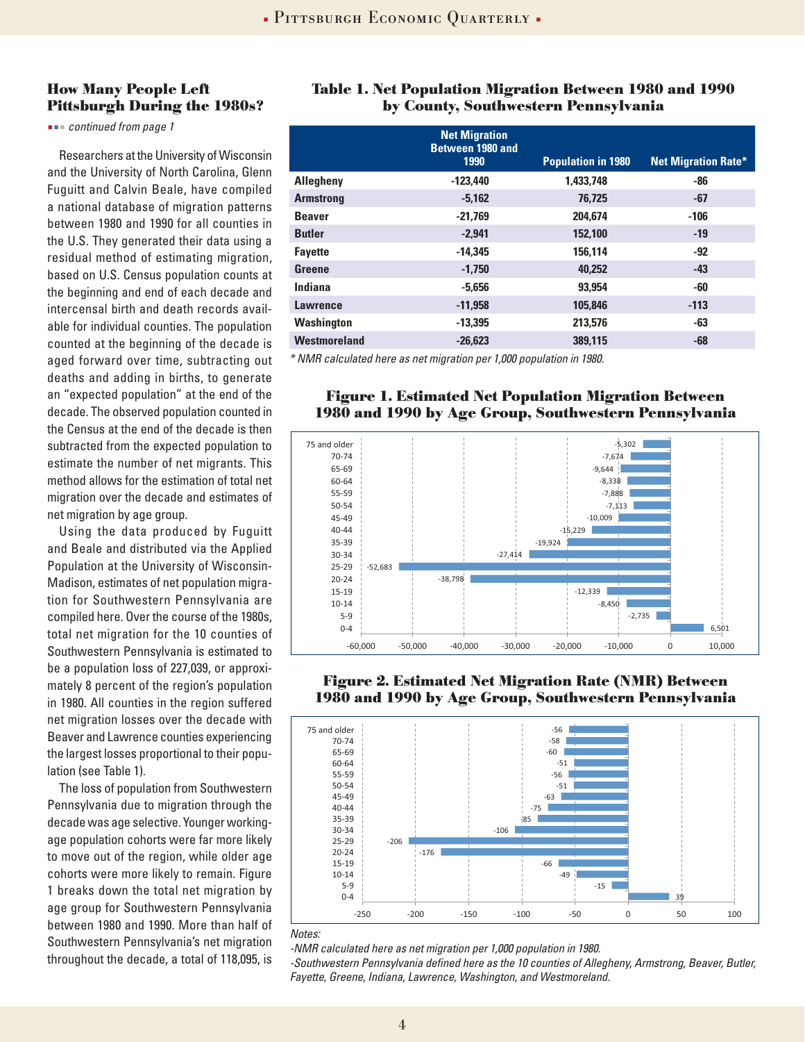## How Many People Left Pittsburgh During the 1980s?

*continued from page 1*

Researchers at the University of Wisconsin and the University of North Carolina, Glenn Fuguitt and Calvin Beale, have compiled a national database of migration patterns between 1980 and 1990 for all counties in the U.S. They generated their data using a residual method of estimating migration, based on U.S. Census population counts at the beginning and end of each decade and intercensal birth and death records available for individual counties. The population counted at the beginning of the decade is aged forward over time, subtracting out deaths and adding in births, to generate an "expected population" at the end of the decade. The observed population counted in the Census at the end of the decade is then subtracted from the expected population to estimate the number of net migrants. This method allows for the estimation of total net migration over the decade and estimates of net migration by age group.

Using the data produced by Fuguitt and Beale and distributed via the Applied Population at the University of Wisconsin-Madison, estimates of net population migration for Southwestern Pennsylvania are compiled here. Over the course of the 1980s, total net migration for the 10 counties of Southwestern Pennsylvania is estimated to be a population loss of 227,039, or approximately 8 percent of the region's population in 1980. All counties in the region suffered net migration losses over the decade with Beaver and Lawrence counties experiencing the largest losses proportional to their population (see Table 1).

The loss of population from Southwestern Pennsylvania due to migration through the decade was age selective. Younger working-age population cohorts were far more likely to move out of the region, while older age cohorts were more likely to remain. Figure 1 breaks down the total net migration by age group for Southwestern Pennsylvania between 1980 and 1990. More than half of Southwestern Pennsylvania's net migration throughout the decade, a total of 118,095, is

### Table 1. Net Population Migration Between 1980 and 1990 by County, Southwestern Pennsylvania

| | Net Migration Between 1980 and 1990 | Population in 1980 | Net Migration Rate* |
|---|---|---|---|
| **Allegheny** | -123,440 | 1,433,748 | -86 |
| **Armstrong** | -5,162 | 76,725 | -67 |
| **Beaver** | -21,769 | 204,674 | -106 |
| **Butler** | -2,941 | 152,100 | -19 |
| **Fayette** | -14,345 | 156,114 | -92 |
| **Greene** | -1,750 | 40,252 | -43 |
| **Indiana** | -5,656 | 93,954 | -60 |
| **Lawrence** | -11,958 | 105,846 | -113 |
| **Washington** | -13,395 | 213,576 | -63 |
| **Westmoreland** | -26,623 | 389,115 | -68 |

*\* NMR calculated here as net migration per 1,000 population in 1980.*

### Figure 1. Estimated Net Population Migration Between 1980 and 1990 by Age Group, Southwestern Pennsylvania

| Age Group | Net Migration |
|---|---|
| 75 and older | -5,302 |
| 70-74 | -7,674 |
| 65-69 | -9,644 |
| 60-64 | -8,338 |
| 55-59 | -7,888 |
| 50-54 | -7,113 |
| 45-49 | -10,009 |
| 40-44 | -15,229 |
| 35-39 | -19,924 |
| 30-34 | -27,414 |
| 25-29 | -52,683 |
| 20-24 | -38,798 |
| 15-19 | -12,339 |
| 10-14 | -8,450 |
| 5-9 | -2,735 |
| 0-4 | 6,501 |

### Figure 2. Estimated Net Migration Rate (NMR) Between 1980 and 1990 by Age Group, Southwestern Pennsylvania

| Age Group | NMR |
|---|---|
| 75 and older | -56 |
| 70-74 | -58 |
| 65-69 | -60 |
| 60-64 | -51 |
| 55-59 | -56 |
| 50-54 | -51 |
| 45-49 | -63 |
| 40-44 | -75 |
| 35-39 | -85 |
| 30-34 | -106 |
| 25-29 | -206 |
| 20-24 | -176 |
| 15-19 | -66 |
| 10-14 | -49 |
| 5-9 | -15 |
| 0-4 | 39 |

*Notes:*

*-NMR calculated here as net migration per 1,000 population in 1980.*

*-Southwestern Pennsylvania defined here as the 10 counties of Allegheny, Armstrong, Beaver, Butler, Fayette, Greene, Indiana, Lawrence, Washington, and Westmoreland.*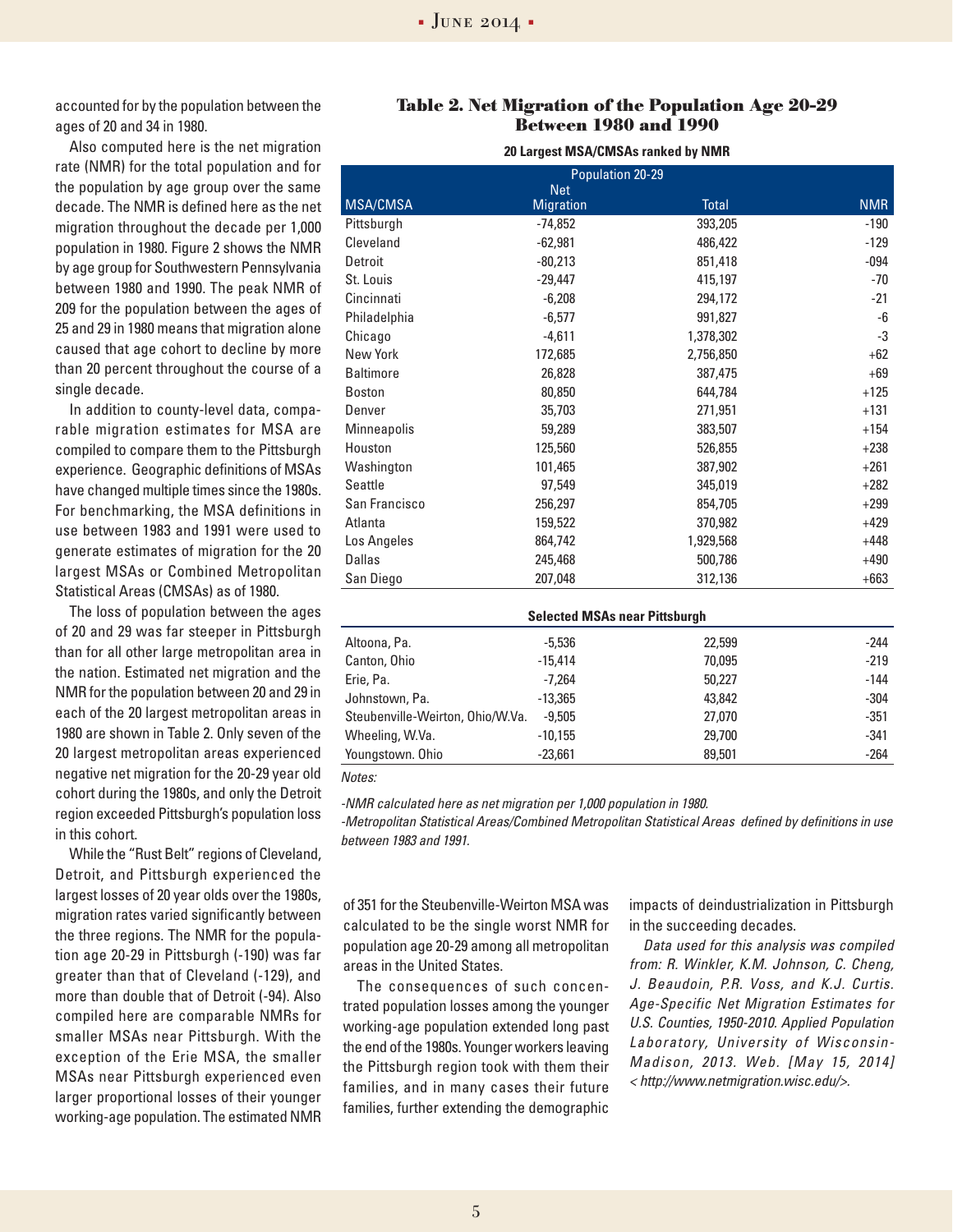accounted for by the population between the ages of 20 and 34 in 1980.

Also computed here is the net migration rate (NMR) for the total population and for the population by age group over the same decade. The NMR is defined here as the net migration throughout the decade per 1,000 population in 1980. Figure 2 shows the NMR by age group for Southwestern Pennsylvania between 1980 and 1990. The peak NMR of 209 for the population between the ages of 25 and 29 in 1980 means that migration alone caused that age cohort to decline by more than 20 percent throughout the course of a single decade.

In addition to county-level data, comparable migration estimates for MSA are compiled to compare them to the Pittsburgh experience. Geographic definitions of MSAs have changed multiple times since the 1980s. For benchmarking, the MSA definitions in use between 1983 and 1991 were used to generate estimates of migration for the 20 largest MSAs or Combined Metropolitan Statistical Areas (CMSAs) as of 1980.

The loss of population between the ages of 20 and 29 was far steeper in Pittsburgh than for all other large metropolitan area in the nation. Estimated net migration and the NMR for the population between 20 and 29 in each of the 20 largest metropolitan areas in 1980 are shown in Table 2. Only seven of the 20 largest metropolitan areas experienced negative net migration for the 20-29 year old cohort during the 1980s, and only the Detroit region exceeded Pittsburgh's population loss in this cohort.

While the "Rust Belt" regions of Cleveland, Detroit, and Pittsburgh experienced the largest losses of 20 year olds over the 1980s, migration rates varied significantly between the three regions. The NMR for the population age 20-29 in Pittsburgh (-190) was far greater than that of Cleveland (-129), and more than double that of Detroit (-94). Also compiled here are comparable NMRs for smaller MSAs near Pittsburgh. With the exception of the Erie MSA, the smaller MSAs near Pittsburgh experienced even larger proportional losses of their younger working-age population. The estimated NMR of 351 for the Steubenville-Weirton MSA was calculated to be the single worst NMR for population age 20-29 among all metropolitan areas in the United States.

The consequences of such concentrated population losses among the younger working-age population extended long past the end of the 1980s. Younger workers leaving the Pittsburgh region took with them their families, and in many cases their future families, further extending the demographic impacts of deindustrialization in Pittsburgh in the succeeding decades.

*Data used for this analysis was compiled from: R. Winkler, K.M. Johnson, C. Cheng, J. Beaudoin, P.R. Voss, and K.J. Curtis. Age-Specific Net Migration Estimates for U.S. Counties, 1950-2010. Applied Population Laboratory, University of Wisconsin-Madison, 2013. Web. [May 15, 2014] < http://www.netmigration.wisc.edu/>.*

## Table 2. Net Migration of the Population Age 20-29 Between 1980 and 1990

**20 Largest MSA/CMSAs ranked by NMR**

| | Population 20-29 | | |
|---|---|---|---|
| MSA/CMSA | Net Migration | Total | NMR |
| Pittsburgh | -74,852 | 393,205 | -190 |
| Cleveland | -62,981 | 486,422 | -129 |
| Detroit | -80,213 | 851,418 | -094 |
| St. Louis | -29,447 | 415,197 | -70 |
| Cincinnati | -6,208 | 294,172 | -21 |
| Philadelphia | -6,577 | 991,827 | -6 |
| Chicago | -4,611 | 1,378,302 | -3 |
| New York | 172,685 | 2,756,850 | +62 |
| Baltimore | 26,828 | 387,475 | +69 |
| Boston | 80,850 | 644,784 | +125 |
| Denver | 35,703 | 271,951 | +131 |
| Minneapolis | 59,289 | 383,507 | +154 |
| Houston | 125,560 | 526,855 | +238 |
| Washington | 101,465 | 387,902 | +261 |
| Seattle | 97,549 | 345,019 | +282 |
| San Francisco | 256,297 | 854,705 | +299 |
| Atlanta | 159,522 | 370,982 | +429 |
| Los Angeles | 864,742 | 1,929,568 | +448 |
| Dallas | 245,468 | 500,786 | +490 |
| San Diego | 207,048 | 312,136 | +663 |
| **Selected MSAs near Pittsburgh** | | | |
| Altoona, Pa. | -5,536 | 22,599 | -244 |
| Canton, Ohio | -15,414 | 70,095 | -219 |
| Erie, Pa. | -7,264 | 50,227 | -144 |
| Johnstown, Pa. | -13,365 | 43,842 | -304 |
| Steubenville-Weirton, Ohio/W.Va. | -9,505 | 27,070 | -351 |
| Wheeling, W.Va. | -10,155 | 29,700 | -341 |
| Youngstown. Ohio | -23,661 | 89,501 | -264 |

*Notes:*

*-NMR calculated here as net migration per 1,000 population in 1980.*

*-Metropolitan Statistical Areas/Combined Metropolitan Statistical Areas defined by definitions in use between 1983 and 1991.*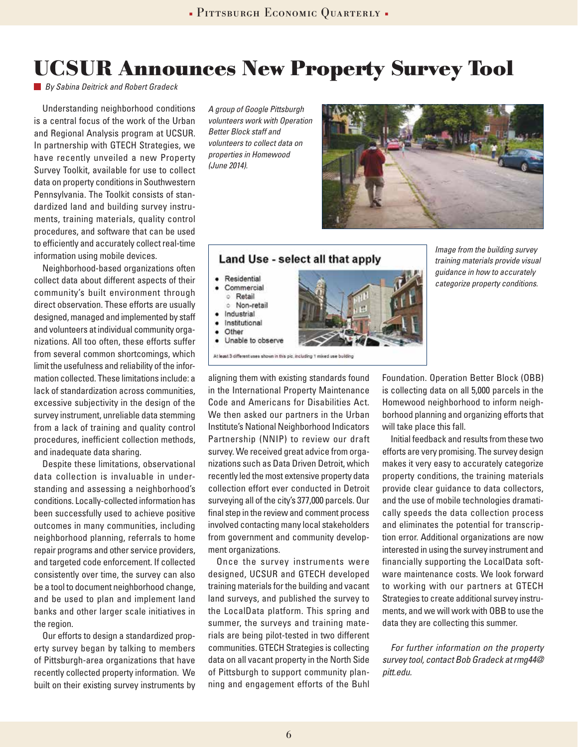# UCSUR Announces New Property Survey Tool

*By Sabina Deitrick and Robert Gradeck*

Understanding neighborhood conditions is a central focus of the work of the Urban and Regional Analysis program at UCSUR. In partnership with GTECH Strategies, we have recently unveiled a new Property Survey Toolkit, available for use to collect data on property conditions in Southwestern Pennsylvania. The Toolkit consists of standardized land and building survey instruments, training materials, quality control procedures, and software that can be used to efficiently and accurately collect real-time information using mobile devices.

Neighborhood-based organizations often collect data about different aspects of their community's built environment through direct observation. These efforts are usually designed, managed and implemented by staff and volunteers at individual community organizations. All too often, these efforts suffer from several common shortcomings, which limit the usefulness and reliability of the information collected. These limitations include: a lack of standardization across communities, excessive subjectivity in the design of the survey instrument, unreliable data stemming from a lack of training and quality control procedures, inefficient collection methods, and inadequate data sharing.

Despite these limitations, observational data collection is invaluable in understanding and assessing a neighborhood's conditions. Locally-collected information has been successfully used to achieve positive outcomes in many communities, including neighborhood planning, referrals to home repair programs and other service providers, and targeted code enforcement. If collected consistently over time, the survey can also be a tool to document neighborhood change, and be used to plan and implement land banks and other larger scale initiatives in the region.

Our efforts to design a standardized property survey began by talking to members of Pittsburgh-area organizations that have recently collected property information. We built on their existing survey instruments by aligning them with existing standards found in the International Property Maintenance Code and Americans for Disabilities Act. We then asked our partners in the Urban Institute's National Neighborhood Indicators Partnership (NNIP) to review our draft survey. We received great advice from organizations such as Data Driven Detroit, which recently led the most extensive property data collection effort ever conducted in Detroit surveying all of the city's 377,000 parcels. Our final step in the review and comment process involved contacting many local stakeholders from government and community development organizations.

*A group of Google Pittsburgh volunteers work with Operation Better Block staff and volunteers to collect data on properties in Homewood (June 2014).*

**Land Use - select all that apply**

- Residential
- Commercial
  - Retail
  - Non-retail
- Industrial
- Institutional
- Other
- Unable to observe

At least 3 different uses shown in this pic, including 1 mixed use building

*Image from the building survey training materials provide visual guidance in how to accurately categorize property conditions.*

Once the survey instruments were designed, UCSUR and GTECH developed training materials for the building and vacant land surveys, and published the survey to the LocalData platform. This spring and summer, the surveys and training materials are being pilot-tested in two different communities. GTECH Strategies is collecting data on all vacant property in the North Side of Pittsburgh to support community planning and engagement efforts of the Buhl Foundation. Operation Better Block (OBB) is collecting data on all 5,000 parcels in the Homewood neighborhood to inform neighborhood planning and organizing efforts that will take place this fall.

Initial feedback and results from these two efforts are very promising. The survey design makes it very easy to accurately categorize property conditions, the training materials provide clear guidance to data collectors, and the use of mobile technologies dramatically speeds the data collection process and eliminates the potential for transcription error. Additional organizations are now interested in using the survey instrument and financially supporting the LocalData software maintenance costs. We look forward to working with our partners at GTECH Strategies to create additional survey instruments, and we will work with OBB to use the data they are collecting this summer.

*For further information on the property survey tool, contact Bob Gradeck at rmg44@pitt.edu.*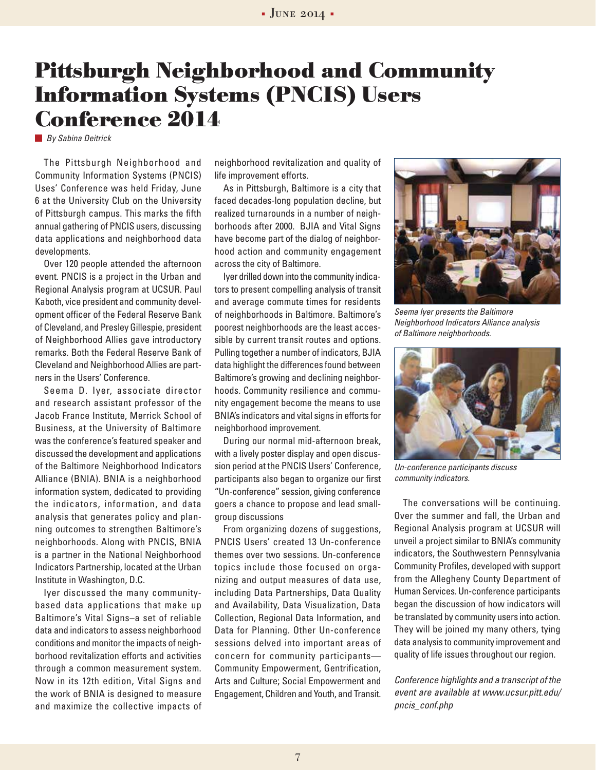# Pittsburgh Neighborhood and Community Information Systems (PNCIS) Users Conference 2014

*By Sabina Deitrick*

The Pittsburgh Neighborhood and Community Information Systems (PNCIS) Uses' Conference was held Friday, June 6 at the University Club on the University of Pittsburgh campus. This marks the fifth annual gathering of PNCIS users, discussing data applications and neighborhood data developments.

Over 120 people attended the afternoon event. PNCIS is a project in the Urban and Regional Analysis program at UCSUR. Paul Kaboth, vice president and community development officer of the Federal Reserve Bank of Cleveland, and Presley Gillespie, president of Neighborhood Allies gave introductory remarks. Both the Federal Reserve Bank of Cleveland and Neighborhood Allies are partners in the Users' Conference.

Seema D. Iyer, associate director and research assistant professor of the Jacob France Institute, Merrick School of Business, at the University of Baltimore was the conference's featured speaker and discussed the development and applications of the Baltimore Neighborhood Indicators Alliance (BNIA). BNIA is a neighborhood information system, dedicated to providing the indicators, information, and data analysis that generates policy and planning outcomes to strengthen Baltimore's neighborhoods. Along with PNCIS, BNIA is a partner in the National Neighborhood Indicators Partnership, located at the Urban Institute in Washington, D.C.

Iyer discussed the many community-based data applications that make up Baltimore's Vital Signs–a set of reliable data and indicators to assess neighborhood conditions and monitor the impacts of neighborhood revitalization efforts and activities through a common measurement system. Now in its 12th edition, Vital Signs and the work of BNIA is designed to measure and maximize the collective impacts of neighborhood revitalization and quality of life improvement efforts.

As in Pittsburgh, Baltimore is a city that faced decades-long population decline, but realized turnarounds in a number of neighborhoods after 2000. BJIA and Vital Signs have become part of the dialog of neighborhood action and community engagement across the city of Baltimore.

Iyer drilled down into the community indicators to present compelling analysis of transit and average commute times for residents of neighborhoods in Baltimore. Baltimore's poorest neighborhoods are the least accessible by current transit routes and options. Pulling together a number of indicators, BJIA data highlight the differences found between Baltimore's growing and declining neighborhoods. Community resilience and community engagement become the means to use BNIA's indicators and vital signs in efforts for neighborhood improvement.

During our normal mid-afternoon break, with a lively poster display and open discussion period at the PNCIS Users' Conference, participants also began to organize our first "Un-conference" session, giving conference goers a chance to propose and lead small-group discussions

From organizing dozens of suggestions, PNCIS Users' created 13 Un-conference themes over two sessions. Un-conference topics include those focused on organizing and output measures of data use, including Data Partnerships, Data Quality and Availability, Data Visualization, Data Collection, Regional Data Information, and Data for Planning. Other Un-conference sessions delved into important areas of concern for community participants—Community Empowerment, Gentrification, Arts and Culture; Social Empowerment and Engagement, Children and Youth, and Transit.

*Seema Iyer presents the Baltimore Neighborhood Indicators Alliance analysis of Baltimore neighborhoods.*

*Un-conference participants discuss community indicators.*

The conversations will be continuing. Over the summer and fall, the Urban and Regional Analysis program at UCSUR will unveil a project similar to BNIA's community indicators, the Southwestern Pennsylvania Community Profiles, developed with support from the Allegheny County Department of Human Services. Un-conference participants began the discussion of how indicators will be translated by community users into action. They will be joined my many others, tying data analysis to community improvement and quality of life issues throughout our region.

*Conference highlights and a transcript of the event are available at www.ucsur.pitt.edu/pncis_conf.php*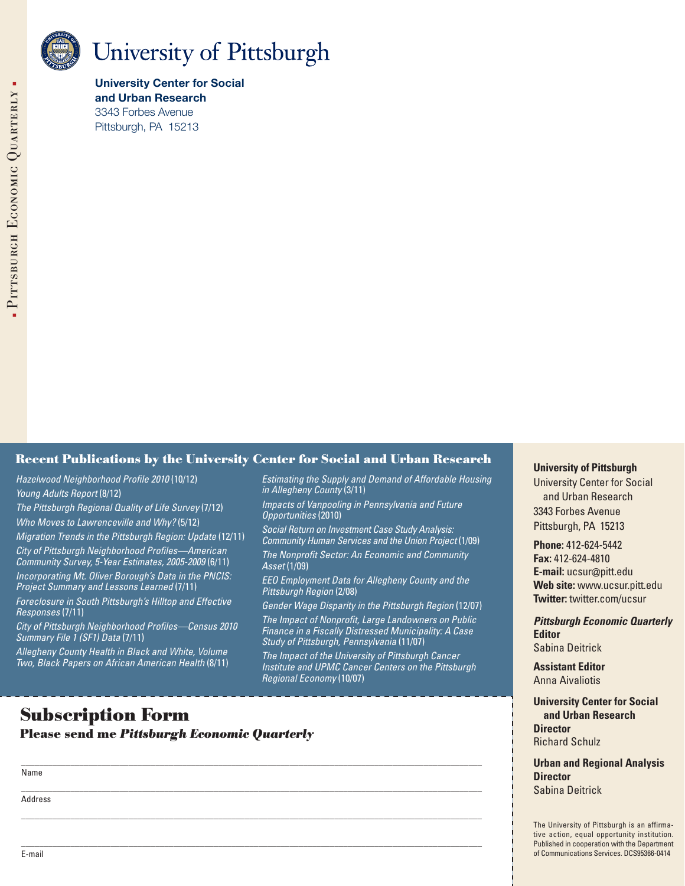# University of Pittsburgh

**University Center for Social and Urban Research**
3343 Forbes Avenue
Pittsburgh, PA 15213

## Recent Publications by the University Center for Social and Urban Research

*Hazelwood Neighborhood Profile 2010* (10/12)

*Young Adults Report* (8/12)

*The Pittsburgh Regional Quality of Life Survey* (7/12)

*Who Moves to Lawrenceville and Why?* (5/12)

*Migration Trends in the Pittsburgh Region: Update* (12/11)

*City of Pittsburgh Neighborhood Profiles—American Community Survey, 5-Year Estimates, 2005-2009* (6/11)

*Incorporating Mt. Oliver Borough's Data in the PNCIS: Project Summary and Lessons Learned* (7/11)

*Foreclosure in South Pittsburgh's Hilltop and Effective Responses* (7/11)

*City of Pittsburgh Neighborhood Profiles—Census 2010 Summary File 1 (SF1) Data* (7/11)

*Allegheny County Health in Black and White, Volume Two, Black Papers on African American Health* (8/11)

*Estimating the Supply and Demand of Affordable Housing in Allegheny County* (3/11)

*Impacts of Vanpooling in Pennsylvania and Future Opportunities* (2010)

*Social Return on Investment Case Study Analysis: Community Human Services and the Union Project* (1/09)

*The Nonprofit Sector: An Economic and Community Asset* (1/09)

*EEO Employment Data for Allegheny County and the Pittsburgh Region* (2/08)

*Gender Wage Disparity in the Pittsburgh Region* (12/07)

*The Impact of Nonprofit, Large Landowners on Public Finance in a Fiscally Distressed Municipality: A Case Study of Pittsburgh, Pennsylvania* (11/07)

*The Impact of the University of Pittsburgh Cancer Institute and UPMC Cancer Centers on the Pittsburgh Regional Economy* (10/07)

## Subscription Form

**Please send me *Pittsburgh Economic Quarterly***

Name ______________________________

Address ______________________________

______________________________

E-mail ______________________________

**University of Pittsburgh**
University Center for Social and Urban Research
3343 Forbes Avenue
Pittsburgh, PA 15213

**Phone:** 412-624-5442
**Fax:** 412-624-4810
**E-mail:** ucsur@pitt.edu
**Web site:** www.ucsur.pitt.edu
**Twitter:** twitter.com/ucsur

***Pittsburgh Economic Quarterly***
**Editor**
Sabina Deitrick

**Assistant Editor**
Anna Aivaliotis

**University Center for Social and Urban Research**
**Director**
Richard Schulz

**Urban and Regional Analysis**
**Director**
Sabina Deitrick

The University of Pittsburgh is an affirmative action, equal opportunity institution. Published in cooperation with the Department of Communications Services. DCS95366-0414